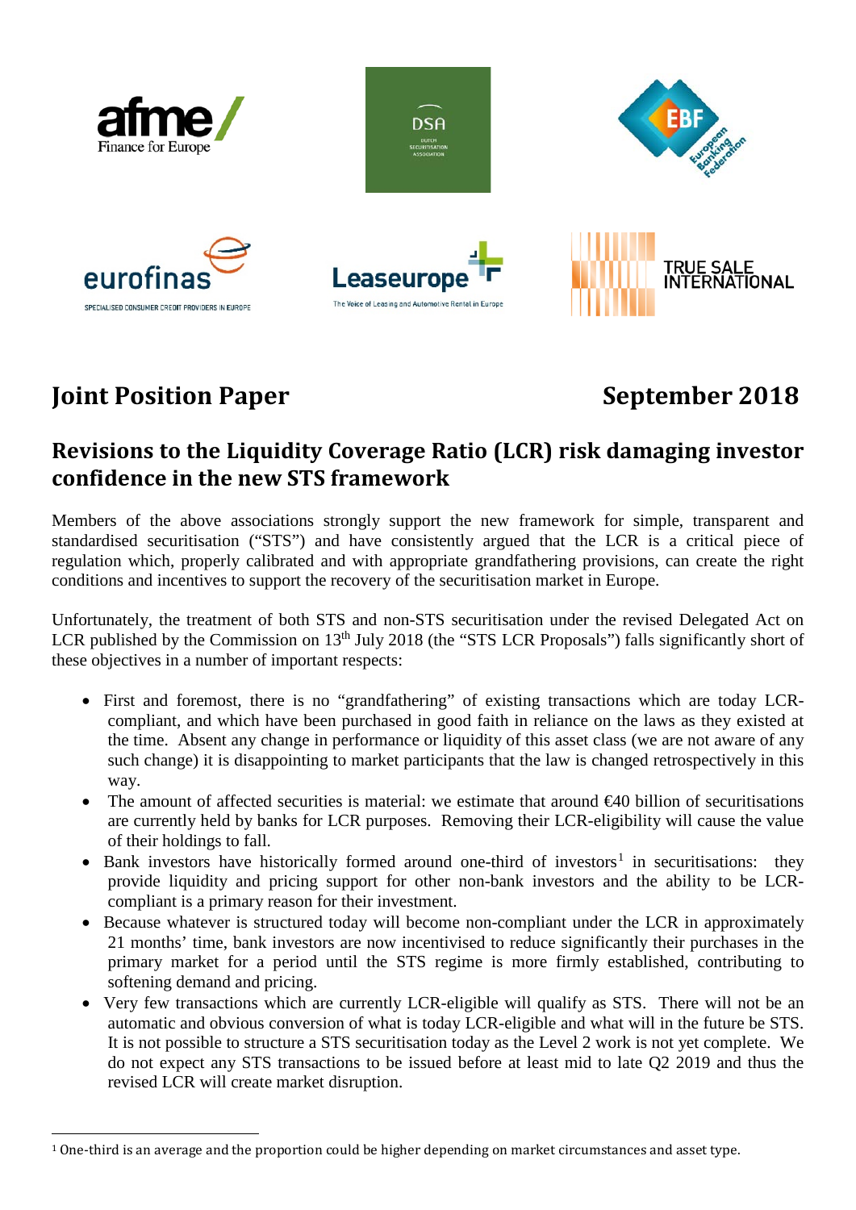afme Finance for Europe

DSA Dutch Securitisation Association

EBF European Banking Federation

eurofinas Specialised Consumer Credit Providers in Europe

Leaseurope The Voice of Leasing and Automotive Rental in Europe

TRUE SALE INTERNATIONAL

# Joint Position Paper — September 2018

## Revisions to the Liquidity Coverage Ratio (LCR) risk damaging investor confidence in the new STS framework

Members of the above associations strongly support the new framework for simple, transparent and standardised securitisation ("STS") and have consistently argued that the LCR is a critical piece of regulation which, properly calibrated and with appropriate grandfathering provisions, can create the right conditions and incentives to support the recovery of the securitisation market in Europe.

Unfortunately, the treatment of both STS and non-STS securitisation under the revised Delegated Act on LCR published by the Commission on 13th July 2018 (the "STS LCR Proposals") falls significantly short of these objectives in a number of important respects:

- First and foremost, there is no "grandfathering" of existing transactions which are today LCR-compliant, and which have been purchased in good faith in reliance on the laws as they existed at the time. Absent any change in performance or liquidity of this asset class (we are not aware of any such change) it is disappointing to market participants that the law is changed retrospectively in this way.
- The amount of affected securities is material: we estimate that around €40 billion of securitisations are currently held by banks for LCR purposes. Removing their LCR-eligibility will cause the value of their holdings to fall.
- Bank investors have historically formed around one-third of investors[1] in securitisations: they provide liquidity and pricing support for other non-bank investors and the ability to be LCR-compliant is a primary reason for their investment.
- Because whatever is structured today will become non-compliant under the LCR in approximately 21 months' time, bank investors are now incentivised to reduce significantly their purchases in the primary market for a period until the STS regime is more firmly established, contributing to softening demand and pricing.
- Very few transactions which are currently LCR-eligible will qualify as STS. There will not be an automatic and obvious conversion of what is today LCR-eligible and what will in the future be STS. It is not possible to structure a STS securitisation today as the Level 2 work is not yet complete. We do not expect any STS transactions to be issued before at least mid to late Q2 2019 and thus the revised LCR will create market disruption.

[1] One-third is an average and the proportion could be higher depending on market circumstances and asset type.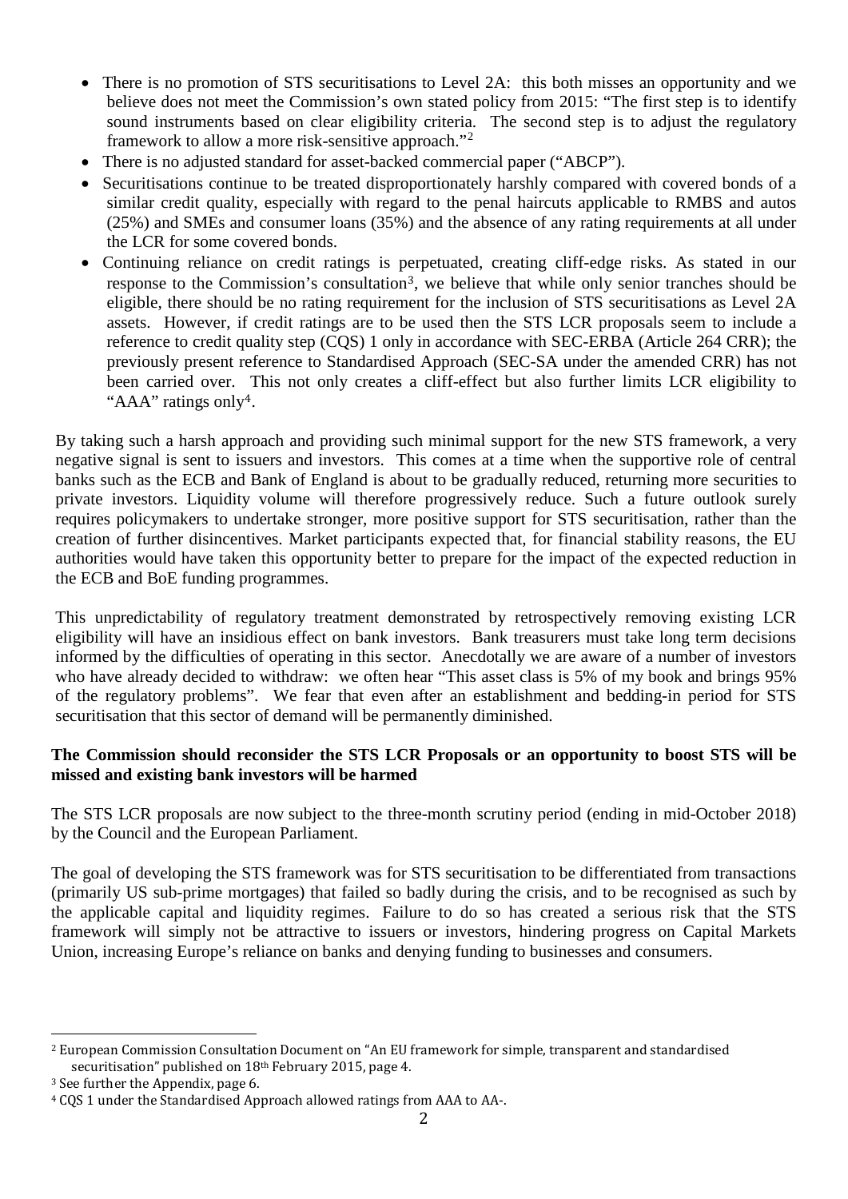- There is no promotion of STS securitisations to Level 2A: this both misses an opportunity and we believe does not meet the Commission's own stated policy from 2015: "The first step is to identify sound instruments based on clear eligibility criteria. The second step is to adjust the regulatory framework to allow a more risk-sensitive approach."[2]
- There is no adjusted standard for asset-backed commercial paper ("ABCP").
- Securitisations continue to be treated disproportionately harshly compared with covered bonds of a similar credit quality, especially with regard to the penal haircuts applicable to RMBS and autos (25%) and SMEs and consumer loans (35%) and the absence of any rating requirements at all under the LCR for some covered bonds.
- Continuing reliance on credit ratings is perpetuated, creating cliff-edge risks. As stated in our response to the Commission's consultation[3], we believe that while only senior tranches should be eligible, there should be no rating requirement for the inclusion of STS securitisations as Level 2A assets. However, if credit ratings are to be used then the STS LCR proposals seem to include a reference to credit quality step (CQS) 1 only in accordance with SEC-ERBA (Article 264 CRR); the previously present reference to Standardised Approach (SEC-SA under the amended CRR) has not been carried over. This not only creates a cliff-effect but also further limits LCR eligibility to "AAA" ratings only[4].

By taking such a harsh approach and providing such minimal support for the new STS framework, a very negative signal is sent to issuers and investors. This comes at a time when the supportive role of central banks such as the ECB and Bank of England is about to be gradually reduced, returning more securities to private investors. Liquidity volume will therefore progressively reduce. Such a future outlook surely requires policymakers to undertake stronger, more positive support for STS securitisation, rather than the creation of further disincentives. Market participants expected that, for financial stability reasons, the EU authorities would have taken this opportunity better to prepare for the impact of the expected reduction in the ECB and BoE funding programmes.

This unpredictability of regulatory treatment demonstrated by retrospectively removing existing LCR eligibility will have an insidious effect on bank investors. Bank treasurers must take long term decisions informed by the difficulties of operating in this sector. Anecdotally we are aware of a number of investors who have already decided to withdraw: we often hear "This asset class is 5% of my book and brings 95% of the regulatory problems". We fear that even after an establishment and bedding-in period for STS securitisation that this sector of demand will be permanently diminished.

**The Commission should reconsider the STS LCR Proposals or an opportunity to boost STS will be missed and existing bank investors will be harmed**

The STS LCR proposals are now subject to the three-month scrutiny period (ending in mid-October 2018) by the Council and the European Parliament.

The goal of developing the STS framework was for STS securitisation to be differentiated from transactions (primarily US sub-prime mortgages) that failed so badly during the crisis, and to be recognised as such by the applicable capital and liquidity regimes. Failure to do so has created a serious risk that the STS framework will simply not be attractive to issuers or investors, hindering progress on Capital Markets Union, increasing Europe's reliance on banks and denying funding to businesses and consumers.

---

[2] European Commission Consultation Document on "An EU framework for simple, transparent and standardised securitisation" published on 18th February 2015, page 4.

[3] See further the Appendix, page 6.

[4] CQS 1 under the Standardised Approach allowed ratings from AAA to AA-.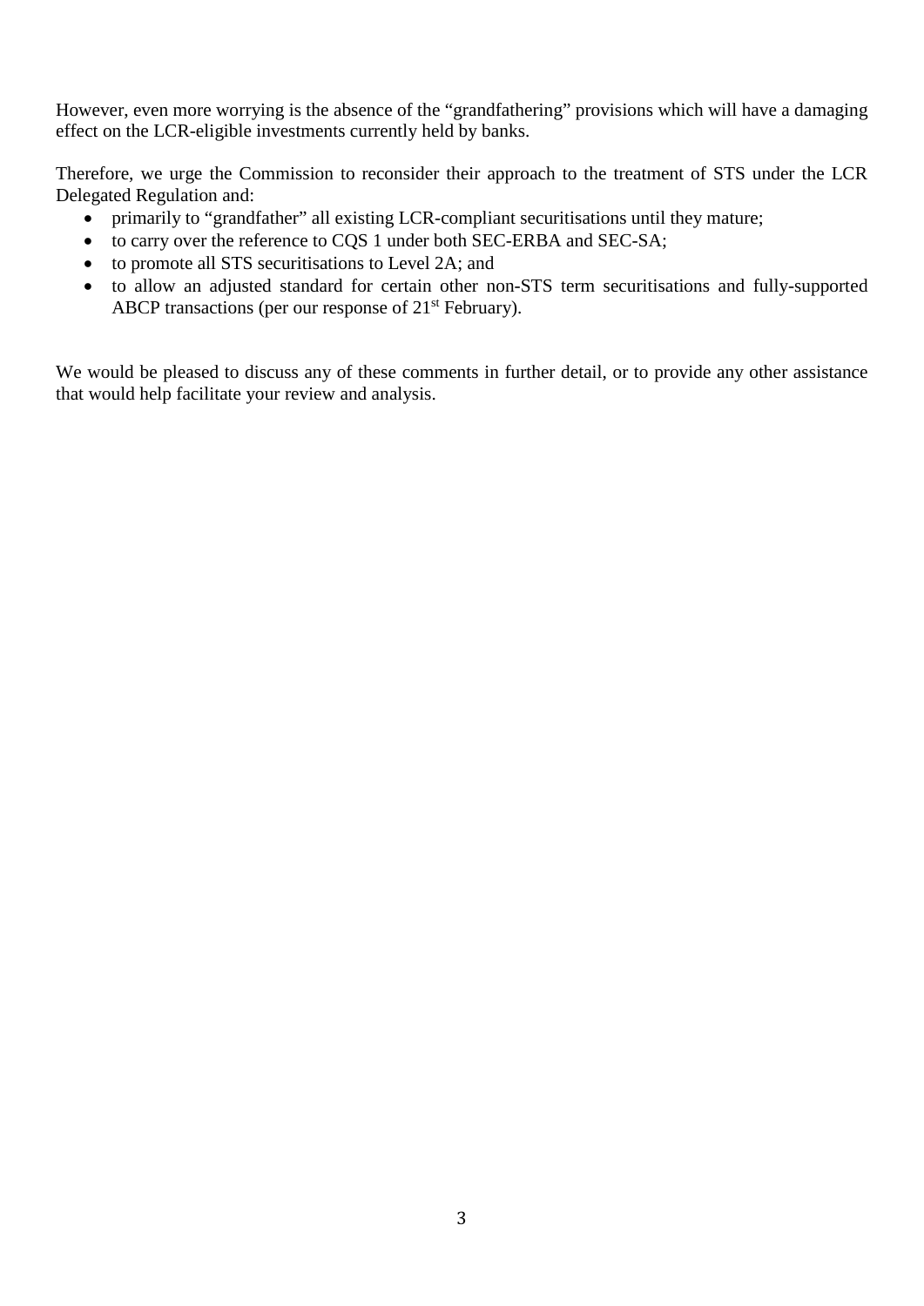However, even more worrying is the absence of the "grandfathering" provisions which will have a damaging effect on the LCR-eligible investments currently held by banks.

Therefore, we urge the Commission to reconsider their approach to the treatment of STS under the LCR Delegated Regulation and:

- primarily to "grandfather" all existing LCR-compliant securitisations until they mature;
- to carry over the reference to CQS 1 under both SEC-ERBA and SEC-SA;
- to promote all STS securitisations to Level 2A; and
- to allow an adjusted standard for certain other non-STS term securitisations and fully-supported ABCP transactions (per our response of 21st February).

We would be pleased to discuss any of these comments in further detail, or to provide any other assistance that would help facilitate your review and analysis.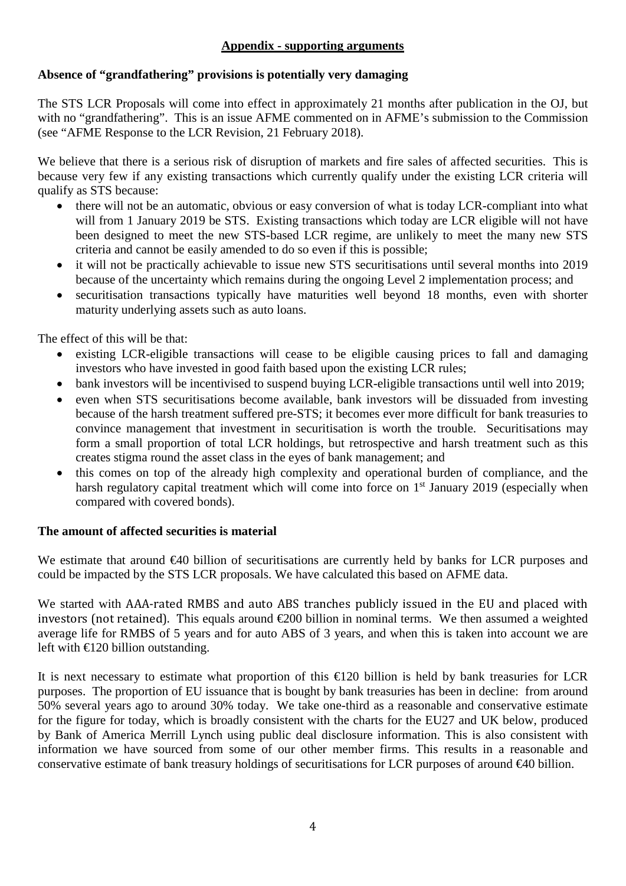## Appendix - supporting arguments

### Absence of "grandfathering" provisions is potentially very damaging

The STS LCR Proposals will come into effect in approximately 21 months after publication in the OJ, but with no "grandfathering". This is an issue AFME commented on in AFME's submission to the Commission (see "AFME Response to the LCR Revision, 21 February 2018).

We believe that there is a serious risk of disruption of markets and fire sales of affected securities. This is because very few if any existing transactions which currently qualify under the existing LCR criteria will qualify as STS because:

- there will not be an automatic, obvious or easy conversion of what is today LCR-compliant into what will from 1 January 2019 be STS. Existing transactions which today are LCR eligible will not have been designed to meet the new STS-based LCR regime, are unlikely to meet the many new STS criteria and cannot be easily amended to do so even if this is possible;
- it will not be practically achievable to issue new STS securitisations until several months into 2019 because of the uncertainty which remains during the ongoing Level 2 implementation process; and
- securitisation transactions typically have maturities well beyond 18 months, even with shorter maturity underlying assets such as auto loans.

The effect of this will be that:

- existing LCR-eligible transactions will cease to be eligible causing prices to fall and damaging investors who have invested in good faith based upon the existing LCR rules;
- bank investors will be incentivised to suspend buying LCR-eligible transactions until well into 2019;
- even when STS securitisations become available, bank investors will be dissuaded from investing because of the harsh treatment suffered pre-STS; it becomes ever more difficult for bank treasuries to convince management that investment in securitisation is worth the trouble. Securitisations may form a small proportion of total LCR holdings, but retrospective and harsh treatment such as this creates stigma round the asset class in the eyes of bank management; and
- this comes on top of the already high complexity and operational burden of compliance, and the harsh regulatory capital treatment which will come into force on 1st January 2019 (especially when compared with covered bonds).

### The amount of affected securities is material

We estimate that around €40 billion of securitisations are currently held by banks for LCR purposes and could be impacted by the STS LCR proposals. We have calculated this based on AFME data.

We started with AAA-rated RMBS and auto ABS tranches publicly issued in the EU and placed with investors (not retained). This equals around €200 billion in nominal terms. We then assumed a weighted average life for RMBS of 5 years and for auto ABS of 3 years, and when this is taken into account we are left with €120 billion outstanding.

It is next necessary to estimate what proportion of this €120 billion is held by bank treasuries for LCR purposes. The proportion of EU issuance that is bought by bank treasuries has been in decline: from around 50% several years ago to around 30% today. We take one-third as a reasonable and conservative estimate for the figure for today, which is broadly consistent with the charts for the EU27 and UK below, produced by Bank of America Merrill Lynch using public deal disclosure information. This is also consistent with information we have sourced from some of our other member firms. This results in a reasonable and conservative estimate of bank treasury holdings of securitisations for LCR purposes of around €40 billion.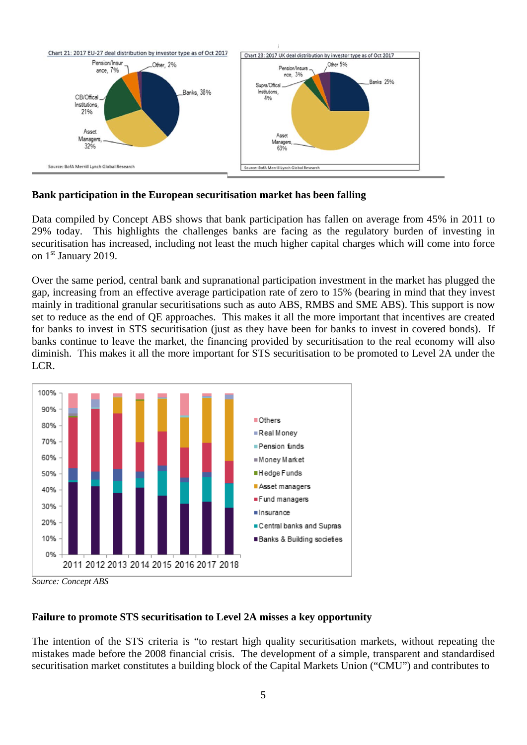Chart 21: 2017 EU-27 deal distribution by investor type as of Oct 2017

Pension/Insurance, 7%
Other, 2%
Banks, 38%
CB/Offical Institutions, 21%
Asset Managers, 32%

Source: BofA Merrill Lynch Global Research

Chart 23: 2017 UK deal distribution by investor type as of Oct 2017

Pension/Insurance, 3%
Other 5%
Banks 25%
Supra/Offical Institutions, 4%
Asset Managers, 63%

Source: BofA Merrill Lynch Global Research

**Bank participation in the European securitisation market has been falling**

Data compiled by Concept ABS shows that bank participation has fallen on average from 45% in 2011 to 29% today. This highlights the challenges banks are facing as the regulatory burden of investing in securitisation has increased, including not least the much higher capital charges which will come into force on 1st January 2019.

Over the same period, central bank and supranational participation investment in the market has plugged the gap, increasing from an effective average participation rate of zero to 15% (bearing in mind that they invest mainly in traditional granular securitisations such as auto ABS, RMBS and SME ABS). This support is now set to reduce as the end of QE approaches. This makes it all the more important that incentives are created for banks to invest in STS securitisation (just as they have been for banks to invest in covered bonds). If banks continue to leave the market, the financing provided by securitisation to the real economy will also diminish. This makes it all the more important for STS securitisation to be promoted to Level 2A under the LCR.

100%
90%
80%
70%
60%
50%
40%
30%
20%
10%
0%

2011 2012 2013 2014 2015 2016 2017 2018

Others
Real Money
Pension funds
Money Market
Hedge Funds
Asset managers
Fund managers
Insurance
Central banks and Supras
Banks & Building societies

*Source: Concept ABS*

**Failure to promote STS securitisation to Level 2A misses a key opportunity**

The intention of the STS criteria is "to restart high quality securitisation markets, without repeating the mistakes made before the 2008 financial crisis. The development of a simple, transparent and standardised securitisation market constitutes a building block of the Capital Markets Union ("CMU") and contributes to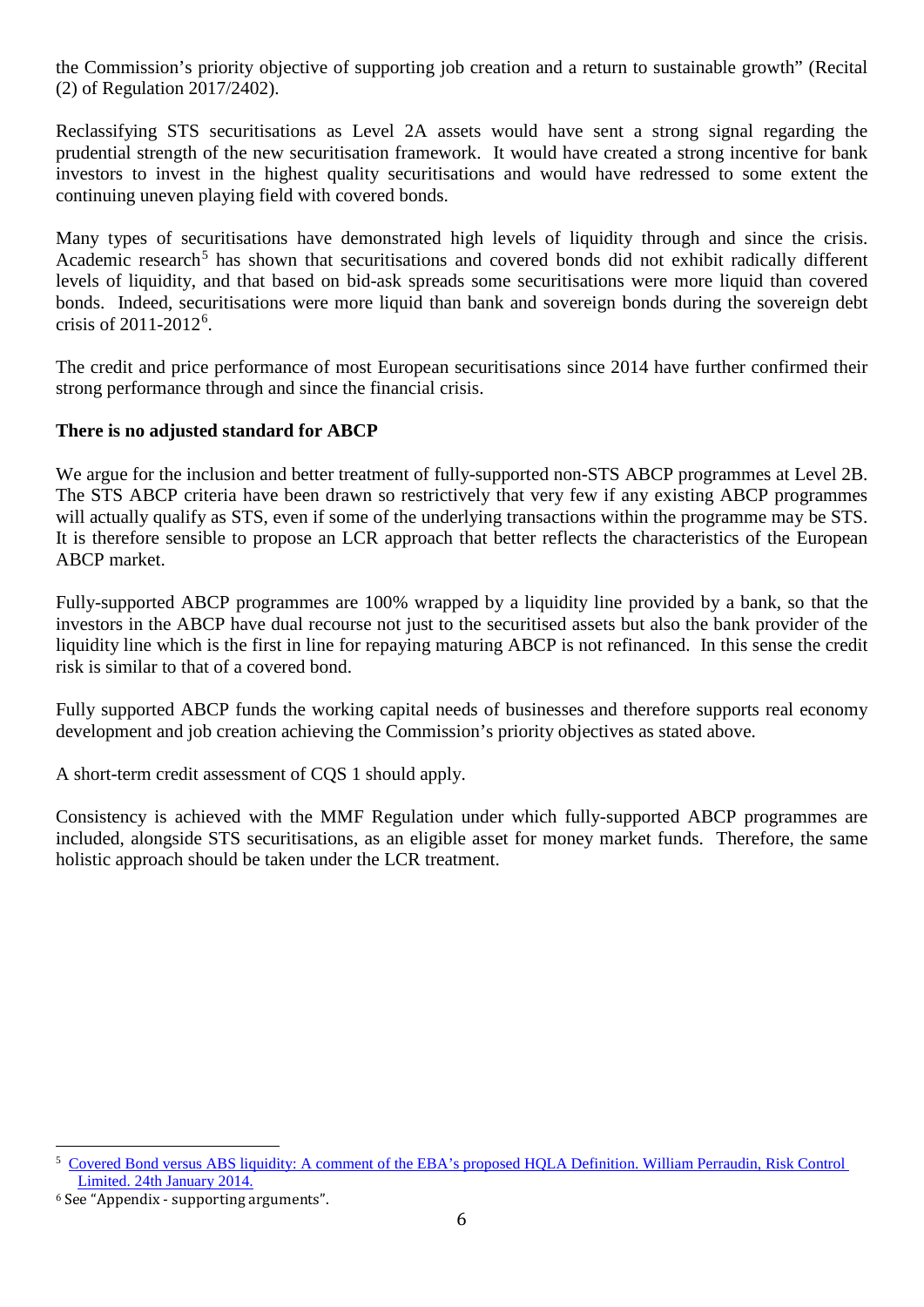the Commission's priority objective of supporting job creation and a return to sustainable growth" (Recital (2) of Regulation 2017/2402).

Reclassifying STS securitisations as Level 2A assets would have sent a strong signal regarding the prudential strength of the new securitisation framework. It would have created a strong incentive for bank investors to invest in the highest quality securitisations and would have redressed to some extent the continuing uneven playing field with covered bonds.

Many types of securitisations have demonstrated high levels of liquidity through and since the crisis. Academic research[5] has shown that securitisations and covered bonds did not exhibit radically different levels of liquidity, and that based on bid-ask spreads some securitisations were more liquid than covered bonds. Indeed, securitisations were more liquid than bank and sovereign bonds during the sovereign debt crisis of 2011-2012[6].

The credit and price performance of most European securitisations since 2014 have further confirmed their strong performance through and since the financial crisis.

**There is no adjusted standard for ABCP**

We argue for the inclusion and better treatment of fully-supported non-STS ABCP programmes at Level 2B. The STS ABCP criteria have been drawn so restrictively that very few if any existing ABCP programmes will actually qualify as STS, even if some of the underlying transactions within the programme may be STS. It is therefore sensible to propose an LCR approach that better reflects the characteristics of the European ABCP market.

Fully-supported ABCP programmes are 100% wrapped by a liquidity line provided by a bank, so that the investors in the ABCP have dual recourse not just to the securitised assets but also the bank provider of the liquidity line which is the first in line for repaying maturing ABCP is not refinanced. In this sense the credit risk is similar to that of a covered bond.

Fully supported ABCP funds the working capital needs of businesses and therefore supports real economy development and job creation achieving the Commission's priority objectives as stated above.

A short-term credit assessment of CQS 1 should apply.

Consistency is achieved with the MMF Regulation under which fully-supported ABCP programmes are included, alongside STS securitisations, as an eligible asset for money market funds. Therefore, the same holistic approach should be taken under the LCR treatment.

---

[5] Covered Bond versus ABS liquidity: A comment of the EBA's proposed HQLA Definition. William Perraudin, Risk Control Limited. 24th January 2014.

[6] See "Appendix - supporting arguments".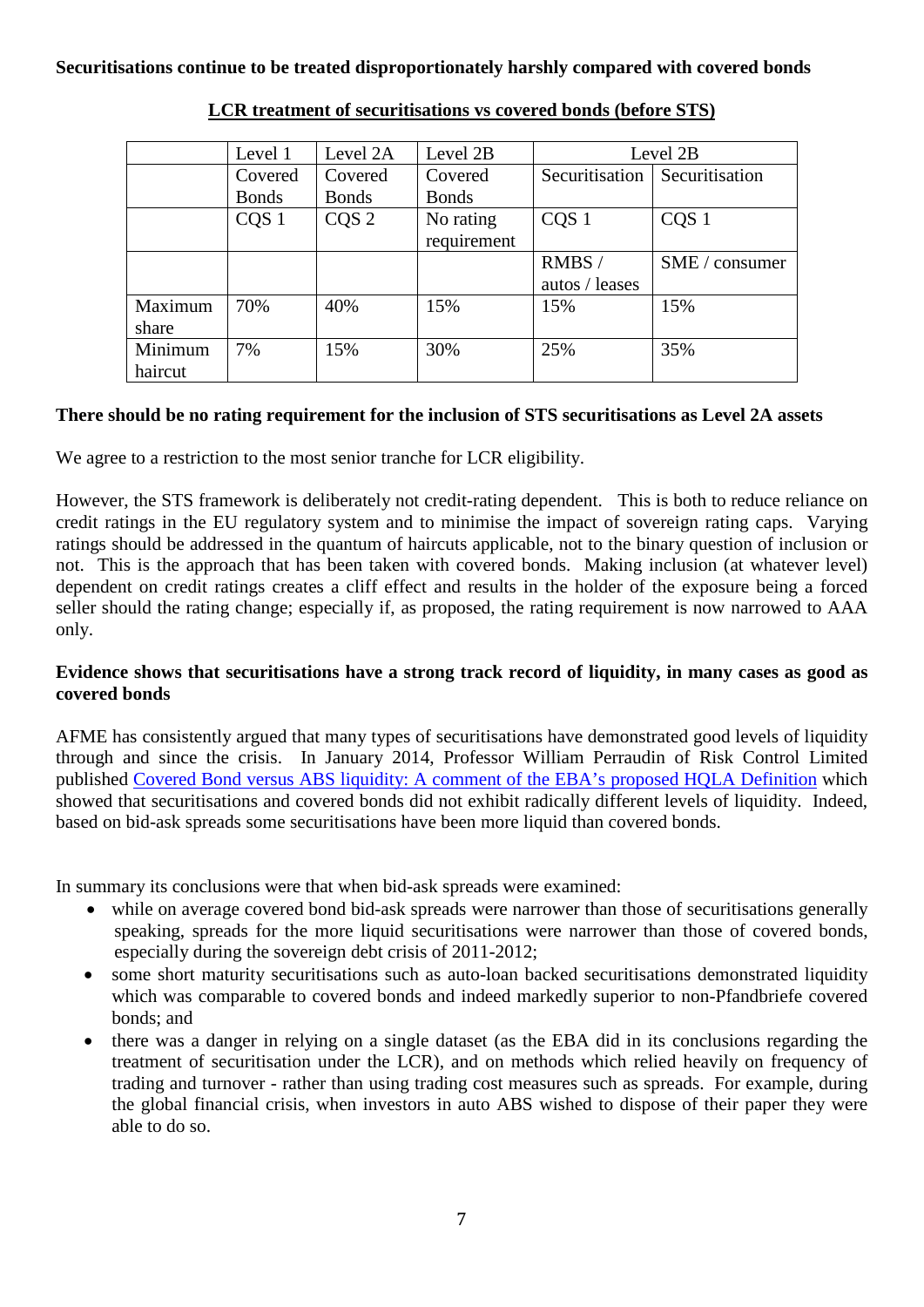**Securitisations continue to be treated disproportionately harshly compared with covered bonds**

**LCR treatment of securitisations vs covered bonds (before STS)**

| | Level 1 | Level 2A | Level 2B | Level 2B | |
|---|---|---|---|---|---|
| | Covered Bonds | Covered Bonds | Covered Bonds | Securitisation | Securitisation |
| | CQS 1 | CQS 2 | No rating requirement | CQS 1 | CQS 1 |
| | | | | RMBS / autos / leases | SME / consumer |
| Maximum share | 70% | 40% | 15% | 15% | 15% |
| Minimum haircut | 7% | 15% | 30% | 25% | 35% |

**There should be no rating requirement for the inclusion of STS securitisations as Level 2A assets**

We agree to a restriction to the most senior tranche for LCR eligibility.

However, the STS framework is deliberately not credit-rating dependent. This is both to reduce reliance on credit ratings in the EU regulatory system and to minimise the impact of sovereign rating caps. Varying ratings should be addressed in the quantum of haircuts applicable, not to the binary question of inclusion or not. This is the approach that has been taken with covered bonds. Making inclusion (at whatever level) dependent on credit ratings creates a cliff effect and results in the holder of the exposure being a forced seller should the rating change; especially if, as proposed, the rating requirement is now narrowed to AAA only.

**Evidence shows that securitisations have a strong track record of liquidity, in many cases as good as covered bonds**

AFME has consistently argued that many types of securitisations have demonstrated good levels of liquidity through and since the crisis. In January 2014, Professor William Perraudin of Risk Control Limited published Covered Bond versus ABS liquidity: A comment of the EBA's proposed HQLA Definition which showed that securitisations and covered bonds did not exhibit radically different levels of liquidity. Indeed, based on bid-ask spreads some securitisations have been more liquid than covered bonds.

In summary its conclusions were that when bid-ask spreads were examined:

- while on average covered bond bid-ask spreads were narrower than those of securitisations generally speaking, spreads for the more liquid securitisations were narrower than those of covered bonds, especially during the sovereign debt crisis of 2011-2012;
- some short maturity securitisations such as auto-loan backed securitisations demonstrated liquidity which was comparable to covered bonds and indeed markedly superior to non-Pfandbriefe covered bonds; and
- there was a danger in relying on a single dataset (as the EBA did in its conclusions regarding the treatment of securitisation under the LCR), and on methods which relied heavily on frequency of trading and turnover - rather than using trading cost measures such as spreads. For example, during the global financial crisis, when investors in auto ABS wished to dispose of their paper they were able to do so.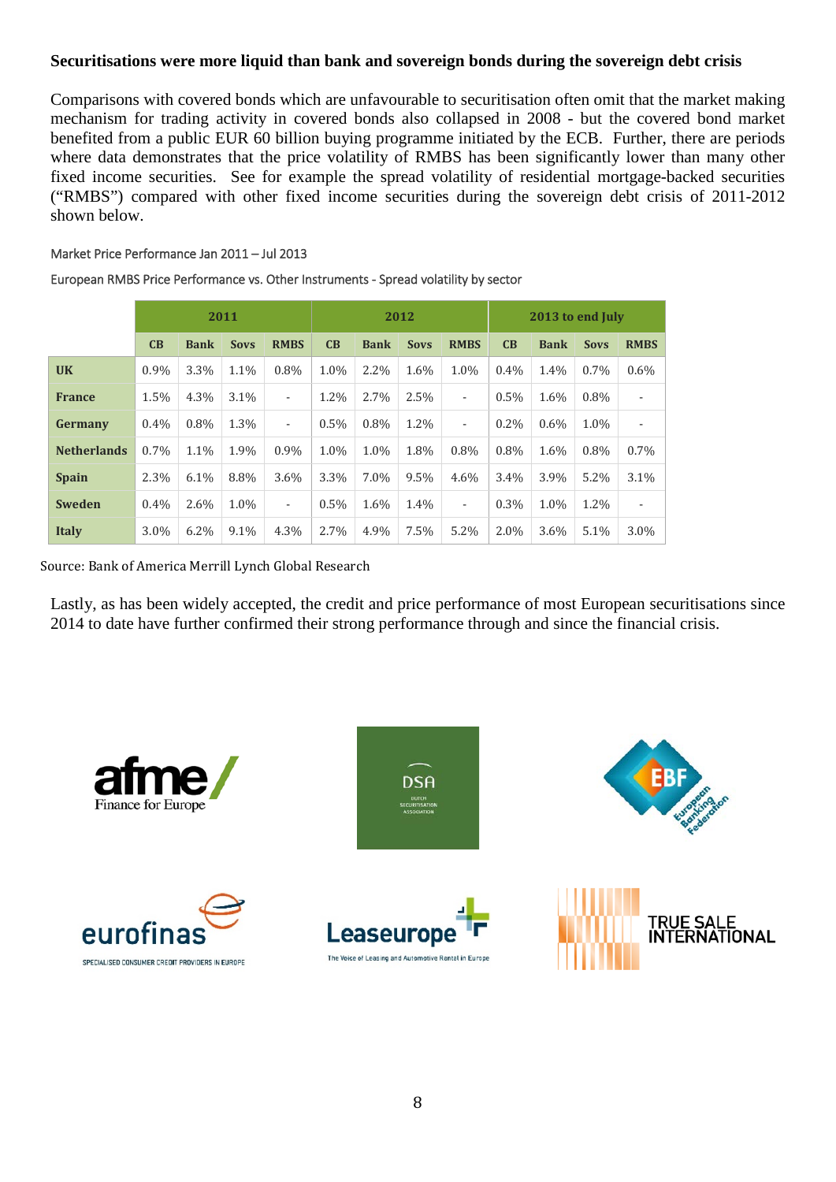**Securitisations were more liquid than bank and sovereign bonds during the sovereign debt crisis**

Comparisons with covered bonds which are unfavourable to securitisation often omit that the market making mechanism for trading activity in covered bonds also collapsed in 2008 - but the covered bond market benefited from a public EUR 60 billion buying programme initiated by the ECB. Further, there are periods where data demonstrates that the price volatility of RMBS has been significantly lower than many other fixed income securities. See for example the spread volatility of residential mortgage-backed securities ("RMBS") compared with other fixed income securities during the sovereign debt crisis of 2011-2012 shown below.

Market Price Performance Jan 2011 – Jul 2013

European RMBS Price Performance vs. Other Instruments - Spread volatility by sector

| | 2011 | | | | 2012 | | | | 2013 to end July | | | |
|---|---|---|---|---|---|---|---|---|---|---|---|---|
| | CB | Bank | Sovs | RMBS | CB | Bank | Sovs | RMBS | CB | Bank | Sovs | RMBS |
| UK | 0.9% | 3.3% | 1.1% | 0.8% | 1.0% | 2.2% | 1.6% | 1.0% | 0.4% | 1.4% | 0.7% | 0.6% |
| France | 1.5% | 4.3% | 3.1% | - | 1.2% | 2.7% | 2.5% | - | 0.5% | 1.6% | 0.8% | - |
| Germany | 0.4% | 0.8% | 1.3% | - | 0.5% | 0.8% | 1.2% | - | 0.2% | 0.6% | 1.0% | - |
| Netherlands | 0.7% | 1.1% | 1.9% | 0.9% | 1.0% | 1.0% | 1.8% | 0.8% | 0.8% | 1.6% | 0.8% | 0.7% |
| Spain | 2.3% | 6.1% | 8.8% | 3.6% | 3.3% | 7.0% | 9.5% | 4.6% | 3.4% | 3.9% | 5.2% | 3.1% |
| Sweden | 0.4% | 2.6% | 1.0% | - | 0.5% | 1.6% | 1.4% | - | 0.3% | 1.0% | 1.2% | - |
| Italy | 3.0% | 6.2% | 9.1% | 4.3% | 2.7% | 4.9% | 7.5% | 5.2% | 2.0% | 3.6% | 5.1% | 3.0% |

Source: Bank of America Merrill Lynch Global Research

Lastly, as has been widely accepted, the credit and price performance of most European securitisations since 2014 to date have further confirmed their strong performance through and since the financial crisis.

afme/ Finance for Europe

DSA Dutch Securitisation Association

EBF European Banking Federation

eurofinas SPECIALISED CONSUMER CREDIT PROVIDERS IN EUROPE

Leaseurope The Voice of Leasing and Automotive Rental in Europe

TRUE SALE INTERNATIONAL